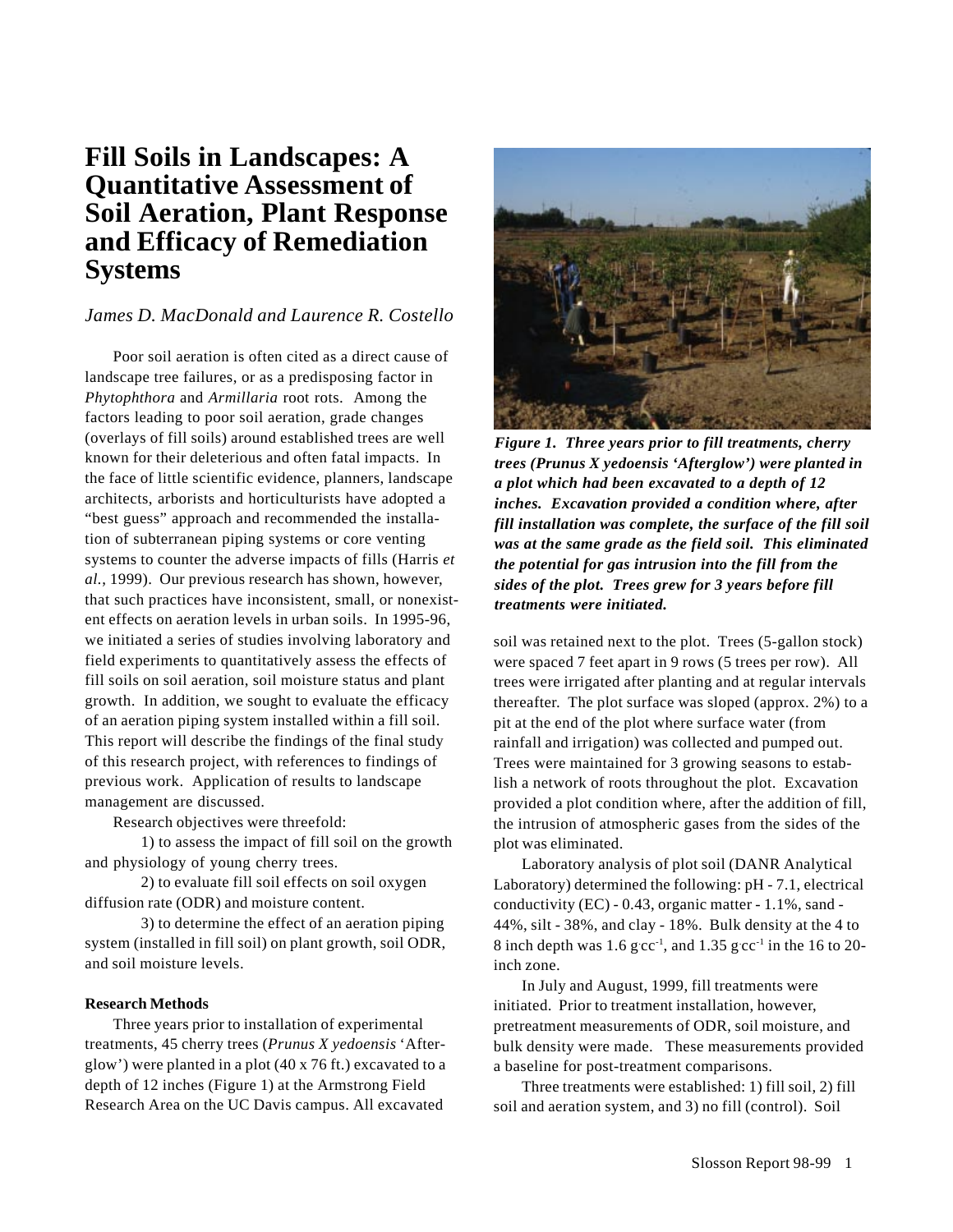# Fill Soils in Landscapes: A Quantitative Assessment of Soil Aeration, Plant Response and Efficacy of Remediation Systems

*James D. MacDonald and Laurence R. Costello*

Poor soil aeration is often cited as a direct cause of landscape tree failures, or as a predisposing factor in *Phytophthora* and *Armillaria* root rots. Among the factors leading to poor soil aeration, grade changes (overlays of fill soils) around established trees are well known for their deleterious and often fatal impacts. In the face of little scientific evidence, planners, landscape architects, arborists and horticulturists have adopted a "best guess" approach and recommended the installation of subterranean piping systems or core venting systems to counter the adverse impacts of fills (Harris *et al.*, 1999). Our previous research has shown, however, that such practices have inconsistent, small, or nonexistent effects on aeration levels in urban soils. In 1995-96, we initiated a series of studies involving laboratory and field experiments to quantitatively assess the effects of fill soils on soil aeration, soil moisture status and plant growth. In addition, we sought to evaluate the efficacy of an aeration piping system installed within a fill soil. This report will describe the findings of the final study of this research project, with references to findings of previous work. Application of results to landscape management are discussed.

Research objectives were threefold:

1) to assess the impact of fill soil on the growth and physiology of young cherry trees.

2) to evaluate fill soil effects on soil oxygen diffusion rate (ODR) and moisture content.

3) to determine the effect of an aeration piping system (installed in fill soil) on plant growth, soil ODR, and soil moisture levels.

**Research Methods**

Three years prior to installation of experimental treatments, 45 cherry trees (*Prunus X yedoensis* 'Afterglow') were planted in a plot (40 x 76 ft.) excavated to a depth of 12 inches (Figure 1) at the Armstrong Field Research Area on the UC Davis campus. All excavated soil was retained next to the plot. Trees (5-gallon stock) were spaced 7 feet apart in 9 rows (5 trees per row). All trees were irrigated after planting and at regular intervals thereafter. The plot surface was sloped (approx. 2%) to a pit at the end of the plot where surface water (from rainfall and irrigation) was collected and pumped out. Trees were maintained for 3 growing seasons to establish a network of roots throughout the plot. Excavation provided a plot condition where, after the addition of fill, the intrusion of atmospheric gases from the sides of the plot was eliminated.

***Figure 1. Three years prior to fill treatments, cherry trees (Prunus X yedoensis 'Afterglow') were planted in a plot which had been excavated to a depth of 12 inches. Excavation provided a condition where, after fill installation was complete, the surface of the fill soil was at the same grade as the field soil. This eliminated the potential for gas intrusion into the fill from the sides of the plot. Trees grew for 3 years before fill treatments were initiated.***

Laboratory analysis of plot soil (DANR Analytical Laboratory) determined the following: pH - 7.1, electrical conductivity (EC) - 0.43, organic matter - 1.1%, sand - 44%, silt - 38%, and clay - 18%. Bulk density at the 4 to 8 inch depth was 1.6 $g \cdot cc^{-1}$, and 1.35 $g \cdot cc^{-1}$ in the 16 to 20-inch zone.

In July and August, 1999, fill treatments were initiated. Prior to treatment installation, however, pretreatment measurements of ODR, soil moisture, and bulk density were made. These measurements provided a baseline for post-treatment comparisons.

Three treatments were established: 1) fill soil, 2) fill soil and aeration system, and 3) no fill (control). Soil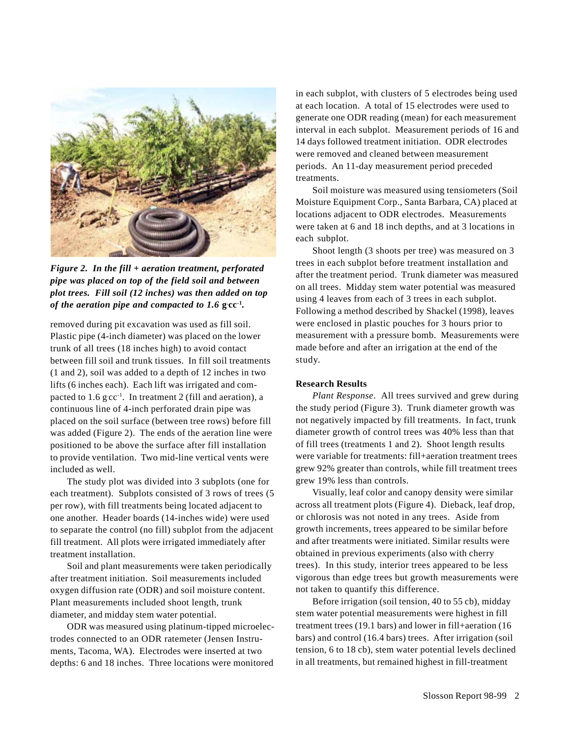*Figure 2. In the fill + aeration treatment, perforated pipe was placed on top of the field soil and between plot trees. Fill soil (12 inches) was then added on top of the aeration pipe and compacted to 1.6* **g·cc$^{-1}$.**

removed during pit excavation was used as fill soil. Plastic pipe (4-inch diameter) was placed on the lower trunk of all trees (18 inches high) to avoid contact between fill soil and trunk tissues. In fill soil treatments (1 and 2), soil was added to a depth of 12 inches in two lifts (6 inches each). Each lift was irrigated and compacted to 1.6 g·cc$^{-1}$. In treatment 2 (fill and aeration), a continuous line of 4-inch perforated drain pipe was placed on the soil surface (between tree rows) before fill was added (Figure 2). The ends of the aeration line were positioned to be above the surface after fill installation to provide ventilation. Two mid-line vertical vents were included as well.

The study plot was divided into 3 subplots (one for each treatment). Subplots consisted of 3 rows of trees (5 per row), with fill treatments being located adjacent to one another. Header boards (14-inches wide) were used to separate the control (no fill) subplot from the adjacent fill treatment. All plots were irrigated immediately after treatment installation.

Soil and plant measurements were taken periodically after treatment initiation. Soil measurements included oxygen diffusion rate (ODR) and soil moisture content. Plant measurements included shoot length, trunk diameter, and midday stem water potential.

ODR was measured using platinum-tipped microelectrodes connected to an ODR ratemeter (Jensen Instruments, Tacoma, WA). Electrodes were inserted at two depths: 6 and 18 inches. Three locations were monitored in each subplot, with clusters of 5 electrodes being used at each location. A total of 15 electrodes were used to generate one ODR reading (mean) for each measurement interval in each subplot. Measurement periods of 16 and 14 days followed treatment initiation. ODR electrodes were removed and cleaned between measurement periods. An 11-day measurement period preceded treatments.

Soil moisture was measured using tensiometers (Soil Moisture Equipment Corp., Santa Barbara, CA) placed at locations adjacent to ODR electrodes. Measurements were taken at 6 and 18 inch depths, and at 3 locations in each subplot.

Shoot length (3 shoots per tree) was measured on 3 trees in each subplot before treatment installation and after the treatment period. Trunk diameter was measured on all trees. Midday stem water potential was measured using 4 leaves from each of 3 trees in each subplot. Following a method described by Shackel (1998), leaves were enclosed in plastic pouches for 3 hours prior to measurement with a pressure bomb. Measurements were made before and after an irrigation at the end of the study.

**Research Results**

*Plant Response*. All trees survived and grew during the study period (Figure 3). Trunk diameter growth was not negatively impacted by fill treatments. In fact, trunk diameter growth of control trees was 40% less than that of fill trees (treatments 1 and 2). Shoot length results were variable for treatments: fill+aeration treatment trees grew 92% greater than controls, while fill treatment trees grew 19% less than controls.

Visually, leaf color and canopy density were similar across all treatment plots (Figure 4). Dieback, leaf drop, or chlorosis was not noted in any trees. Aside from growth increments, trees appeared to be similar before and after treatments were initiated. Similar results were obtained in previous experiments (also with cherry trees). In this study, interior trees appeared to be less vigorous than edge trees but growth measurements were not taken to quantify this difference.

Before irrigation (soil tension, 40 to 55 cb), midday stem water potential measurements were highest in fill treatment trees (19.1 bars) and lower in fill+aeration (16 bars) and control (16.4 bars) trees. After irrigation (soil tension, 6 to 18 cb), stem water potential levels declined in all treatments, but remained highest in fill-treatment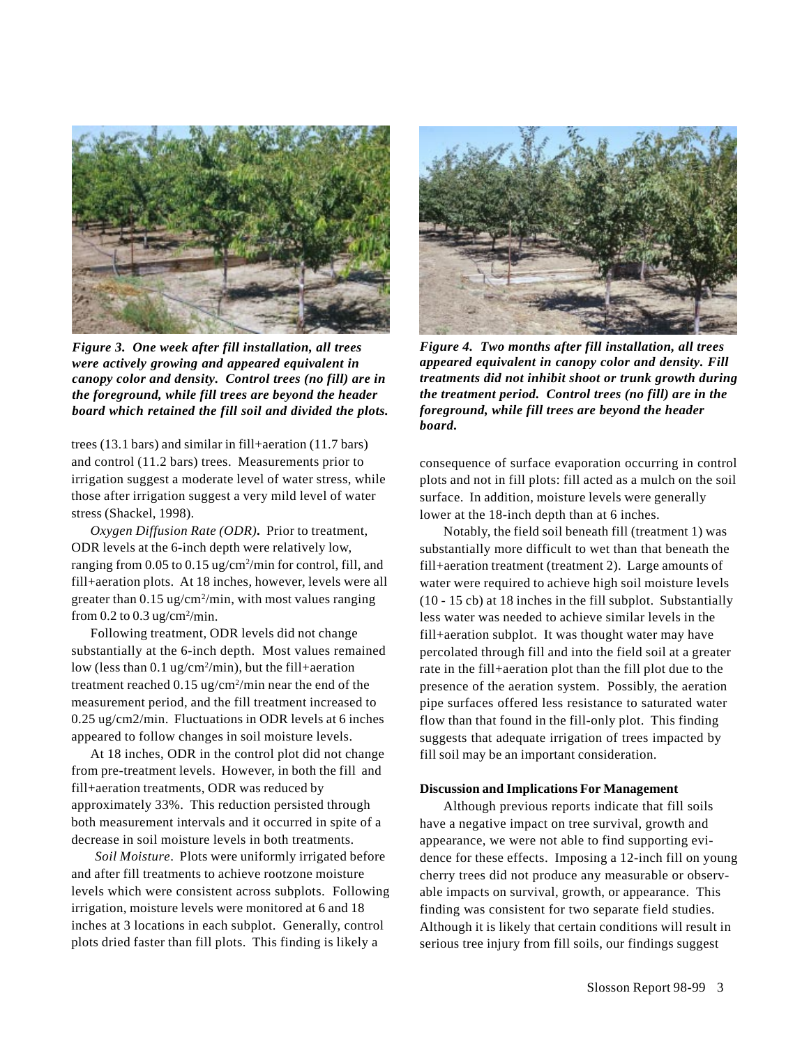*Figure 3. One week after fill installation, all trees were actively growing and appeared equivalent in canopy color and density. Control trees (no fill) are in the foreground, while fill trees are beyond the header board which retained the fill soil and divided the plots.*

*Figure 4. Two months after fill installation, all trees appeared equivalent in canopy color and density. Fill treatments did not inhibit shoot or trunk growth during the treatment period. Control trees (no fill) are in the foreground, while fill trees are beyond the header board.*

trees (13.1 bars) and similar in fill+aeration (11.7 bars) and control (11.2 bars) trees. Measurements prior to irrigation suggest a moderate level of water stress, while those after irrigation suggest a very mild level of water stress (Shackel, 1998).

*Oxygen Diffusion Rate (ODR)***.** Prior to treatment, ODR levels at the 6-inch depth were relatively low, ranging from 0.05 to 0.15 ug/cm$^2$/min for control, fill, and fill+aeration plots. At 18 inches, however, levels were all greater than 0.15 ug/cm$^2$/min, with most values ranging from 0.2 to 0.3 ug/cm$^2$/min.

Following treatment, ODR levels did not change substantially at the 6-inch depth. Most values remained low (less than 0.1 ug/cm$^2$/min), but the fill+aeration treatment reached 0.15 ug/cm$^2$/min near the end of the measurement period, and the fill treatment increased to 0.25 ug/cm2/min. Fluctuations in ODR levels at 6 inches appeared to follow changes in soil moisture levels.

At 18 inches, ODR in the control plot did not change from pre-treatment levels. However, in both the fill and fill+aeration treatments, ODR was reduced by approximately 33%. This reduction persisted through both measurement intervals and it occurred in spite of a decrease in soil moisture levels in both treatments.

*Soil Moisture*. Plots were uniformly irrigated before and after fill treatments to achieve rootzone moisture levels which were consistent across subplots. Following irrigation, moisture levels were monitored at 6 and 18 inches at 3 locations in each subplot. Generally, control plots dried faster than fill plots. This finding is likely a consequence of surface evaporation occurring in control plots and not in fill plots: fill acted as a mulch on the soil surface. In addition, moisture levels were generally lower at the 18-inch depth than at 6 inches.

Notably, the field soil beneath fill (treatment 1) was substantially more difficult to wet than that beneath the fill+aeration treatment (treatment 2). Large amounts of water were required to achieve high soil moisture levels (10 - 15 cb) at 18 inches in the fill subplot. Substantially less water was needed to achieve similar levels in the fill+aeration subplot. It was thought water may have percolated through fill and into the field soil at a greater rate in the fill+aeration plot than the fill plot due to the presence of the aeration system. Possibly, the aeration pipe surfaces offered less resistance to saturated water flow than that found in the fill-only plot. This finding suggests that adequate irrigation of trees impacted by fill soil may be an important consideration.

**Discussion and Implications For Management**

Although previous reports indicate that fill soils have a negative impact on tree survival, growth and appearance, we were not able to find supporting evidence for these effects. Imposing a 12-inch fill on young cherry trees did not produce any measurable or observable impacts on survival, growth, or appearance. This finding was consistent for two separate field studies. Although it is likely that certain conditions will result in serious tree injury from fill soils, our findings suggest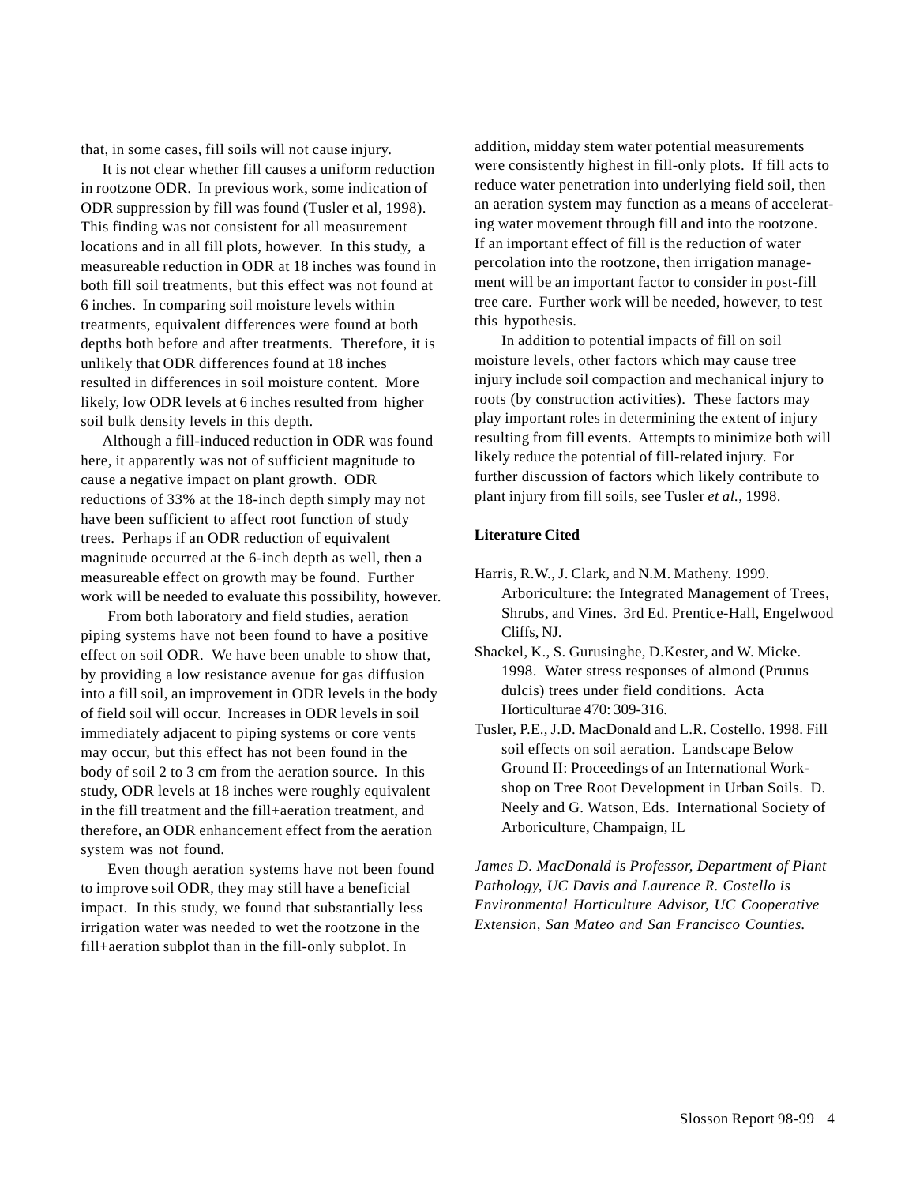that, in some cases, fill soils will not cause injury.

It is not clear whether fill causes a uniform reduction in rootzone ODR. In previous work, some indication of ODR suppression by fill was found (Tusler et al, 1998). This finding was not consistent for all measurement locations and in all fill plots, however. In this study, a measureable reduction in ODR at 18 inches was found in both fill soil treatments, but this effect was not found at 6 inches. In comparing soil moisture levels within treatments, equivalent differences were found at both depths both before and after treatments. Therefore, it is unlikely that ODR differences found at 18 inches resulted in differences in soil moisture content. More likely, low ODR levels at 6 inches resulted from higher soil bulk density levels in this depth.

Although a fill-induced reduction in ODR was found here, it apparently was not of sufficient magnitude to cause a negative impact on plant growth. ODR reductions of 33% at the 18-inch depth simply may not have been sufficient to affect root function of study trees. Perhaps if an ODR reduction of equivalent magnitude occurred at the 6-inch depth as well, then a measureable effect on growth may be found. Further work will be needed to evaluate this possibility, however.

From both laboratory and field studies, aeration piping systems have not been found to have a positive effect on soil ODR. We have been unable to show that, by providing a low resistance avenue for gas diffusion into a fill soil, an improvement in ODR levels in the body of field soil will occur. Increases in ODR levels in soil immediately adjacent to piping systems or core vents may occur, but this effect has not been found in the body of soil 2 to 3 cm from the aeration source. In this study, ODR levels at 18 inches were roughly equivalent in the fill treatment and the fill+aeration treatment, and therefore, an ODR enhancement effect from the aeration system was not found.

Even though aeration systems have not been found to improve soil ODR, they may still have a beneficial impact. In this study, we found that substantially less irrigation water was needed to wet the rootzone in the fill+aeration subplot than in the fill-only subplot. In addition, midday stem water potential measurements were consistently highest in fill-only plots. If fill acts to reduce water penetration into underlying field soil, then an aeration system may function as a means of accelerating water movement through fill and into the rootzone. If an important effect of fill is the reduction of water percolation into the rootzone, then irrigation management will be an important factor to consider in post-fill tree care. Further work will be needed, however, to test this hypothesis.

In addition to potential impacts of fill on soil moisture levels, other factors which may cause tree injury include soil compaction and mechanical injury to roots (by construction activities). These factors may play important roles in determining the extent of injury resulting from fill events. Attempts to minimize both will likely reduce the potential of fill-related injury. For further discussion of factors which likely contribute to plant injury from fill soils, see Tusler *et al.*, 1998.

**Literature Cited**

Harris, R.W., J. Clark, and N.M. Matheny. 1999. Arboriculture: the Integrated Management of Trees, Shrubs, and Vines. 3rd Ed. Prentice-Hall, Engelwood Cliffs, NJ.

Shackel, K., S. Gurusinghe, D.Kester, and W. Micke. 1998. Water stress responses of almond (Prunus dulcis) trees under field conditions. Acta Horticulturae 470: 309-316.

Tusler, P.E., J.D. MacDonald and L.R. Costello. 1998. Fill soil effects on soil aeration. Landscape Below Ground II: Proceedings of an International Workshop on Tree Root Development in Urban Soils. D. Neely and G. Watson, Eds. International Society of Arboriculture, Champaign, IL

*James D. MacDonald is Professor, Department of Plant Pathology, UC Davis and Laurence R. Costello is Environmental Horticulture Advisor, UC Cooperative Extension, San Mateo and San Francisco Counties.*